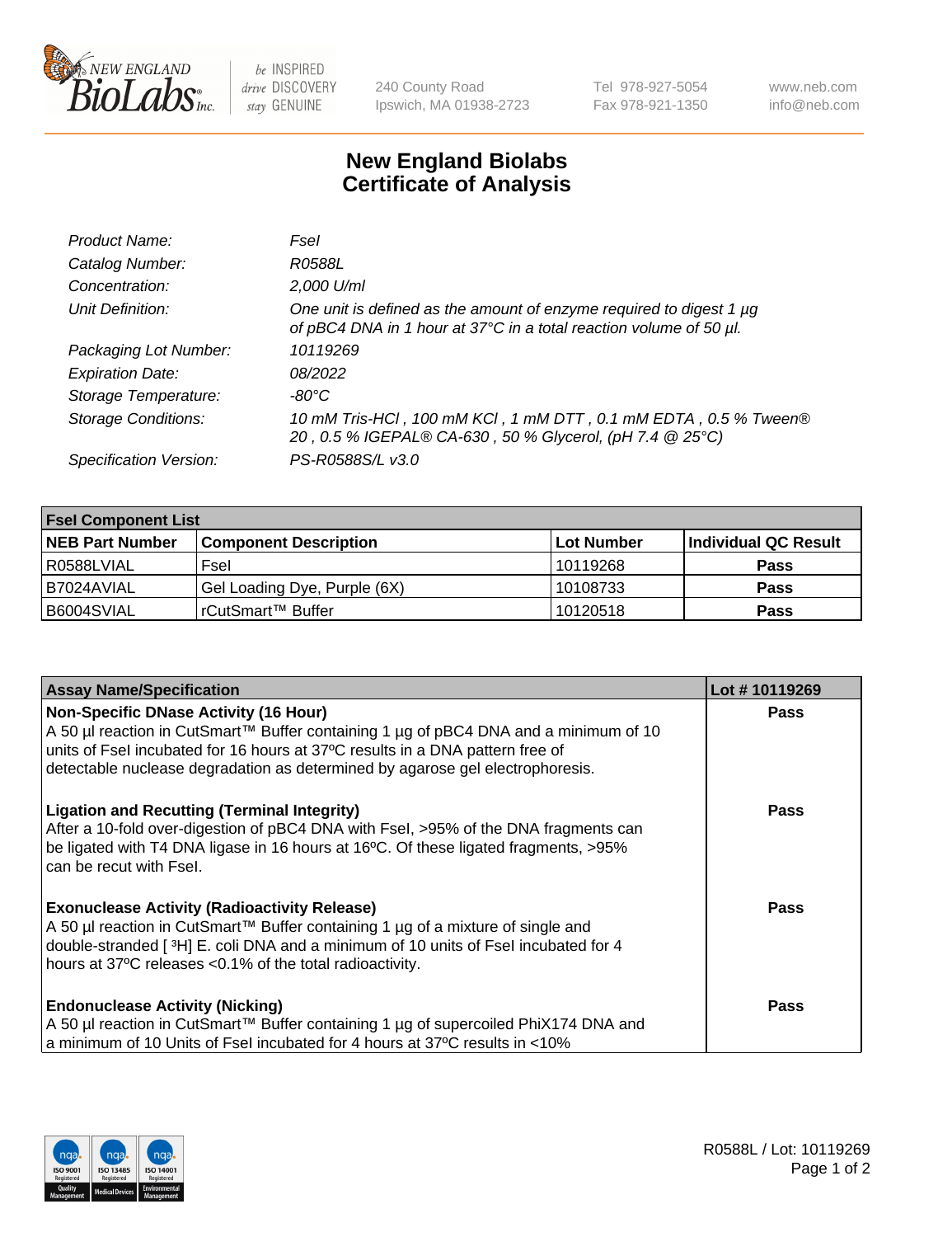240 County Road
Ipswich, MA 01938-2723

Tel 978-927-5054
Fax 978-921-1350

www.neb.com
info@neb.com

# New England Biolabs
# Certificate of Analysis

| | |
|---|---|
| *Product Name:* | *FseI* |
| *Catalog Number:* | *R0588L* |
| *Concentration:* | *2,000 U/ml* |
| *Unit Definition:* | *One unit is defined as the amount of enzyme required to digest 1 µg of pBC4 DNA in 1 hour at 37°C in a total reaction volume of 50 µl.* |
| *Packaging Lot Number:* | *10119269* |
| *Expiration Date:* | *08/2022* |
| *Storage Temperature:* | *-80°C* |
| *Storage Conditions:* | *10 mM Tris-HCl , 100 mM KCl , 1 mM DTT , 0.1 mM EDTA , 0.5 % Tween® 20 , 0.5 % IGEPAL® CA-630 , 50 % Glycerol, (pH 7.4 @ 25°C)* |
| *Specification Version:* | *PS-R0588S/L v3.0* |

| **FseI Component List** | | | |
|---|---|---|---|
| **NEB Part Number** | **Component Description** | **Lot Number** | **Individual QC Result** |
| R0588LVIAL | FseI | 10119268 | **Pass** |
| B7024AVIAL | Gel Loading Dye, Purple (6X) | 10108733 | **Pass** |
| B6004SVIAL | rCutSmart™ Buffer | 10120518 | **Pass** |

| **Assay Name/Specification** | **Lot # 10119269** |
|---|---|
| **Non-Specific DNase Activity (16 Hour)** A 50 µl reaction in CutSmart™ Buffer containing 1 µg of pBC4 DNA and a minimum of 10 units of FseI incubated for 16 hours at 37ºC results in a DNA pattern free of detectable nuclease degradation as determined by agarose gel electrophoresis. | **Pass** |
| **Ligation and Recutting (Terminal Integrity)** After a 10-fold over-digestion of pBC4 DNA with FseI, >95% of the DNA fragments can be ligated with T4 DNA ligase in 16 hours at 16ºC. Of these ligated fragments, >95% can be recut with FseI. | **Pass** |
| **Exonuclease Activity (Radioactivity Release)** A 50 µl reaction in CutSmart™ Buffer containing 1 µg of a mixture of single and double-stranded [ $^{3}$H] E. coli DNA and a minimum of 10 units of FseI incubated for 4 hours at 37ºC releases <0.1% of the total radioactivity. | **Pass** |
| **Endonuclease Activity (Nicking)** A 50 µl reaction in CutSmart™ Buffer containing 1 µg of supercoiled PhiX174 DNA and a minimum of 10 Units of FseI incubated for 4 hours at 37ºC results in <10% | **Pass** |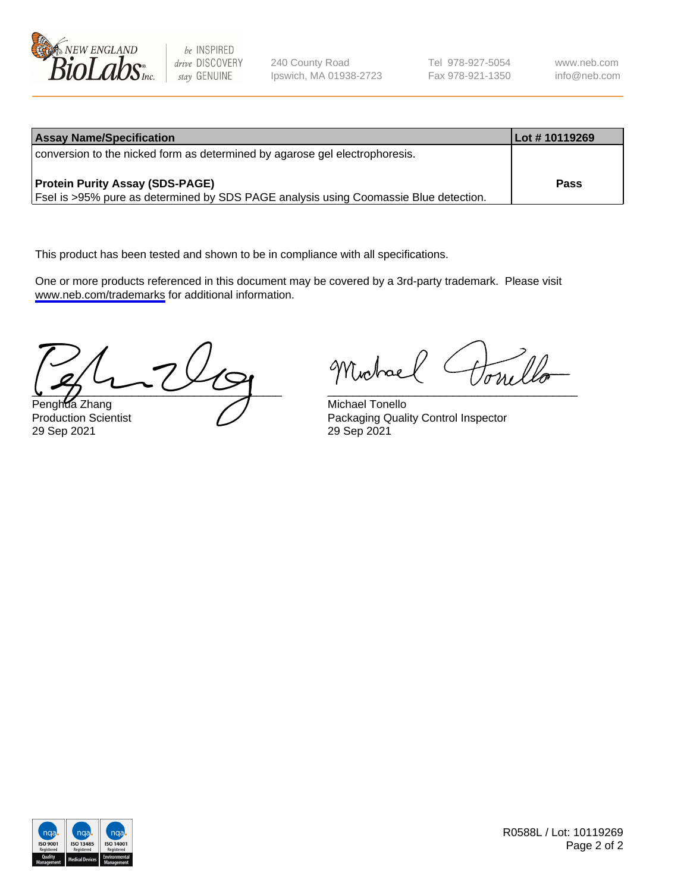| Assay Name/Specification | Lot # 10119269 |
|---|---|
| conversion to the nicked form as determined by agarose gel electrophoresis. | |
| **Protein Purity Assay (SDS-PAGE)**<br>FseI is >95% pure as determined by SDS PAGE analysis using Coomassie Blue detection. | **Pass** |

This product has been tested and shown to be in compliance with all specifications.

One or more products referenced in this document may be covered by a 3rd-party trademark. Please visit www.neb.com/trademarks for additional information.

Penghua Zhang
Production Scientist
29 Sep 2021

Michael Tonello
Packaging Quality Control Inspector
29 Sep 2021

R0588L / Lot: 10119269